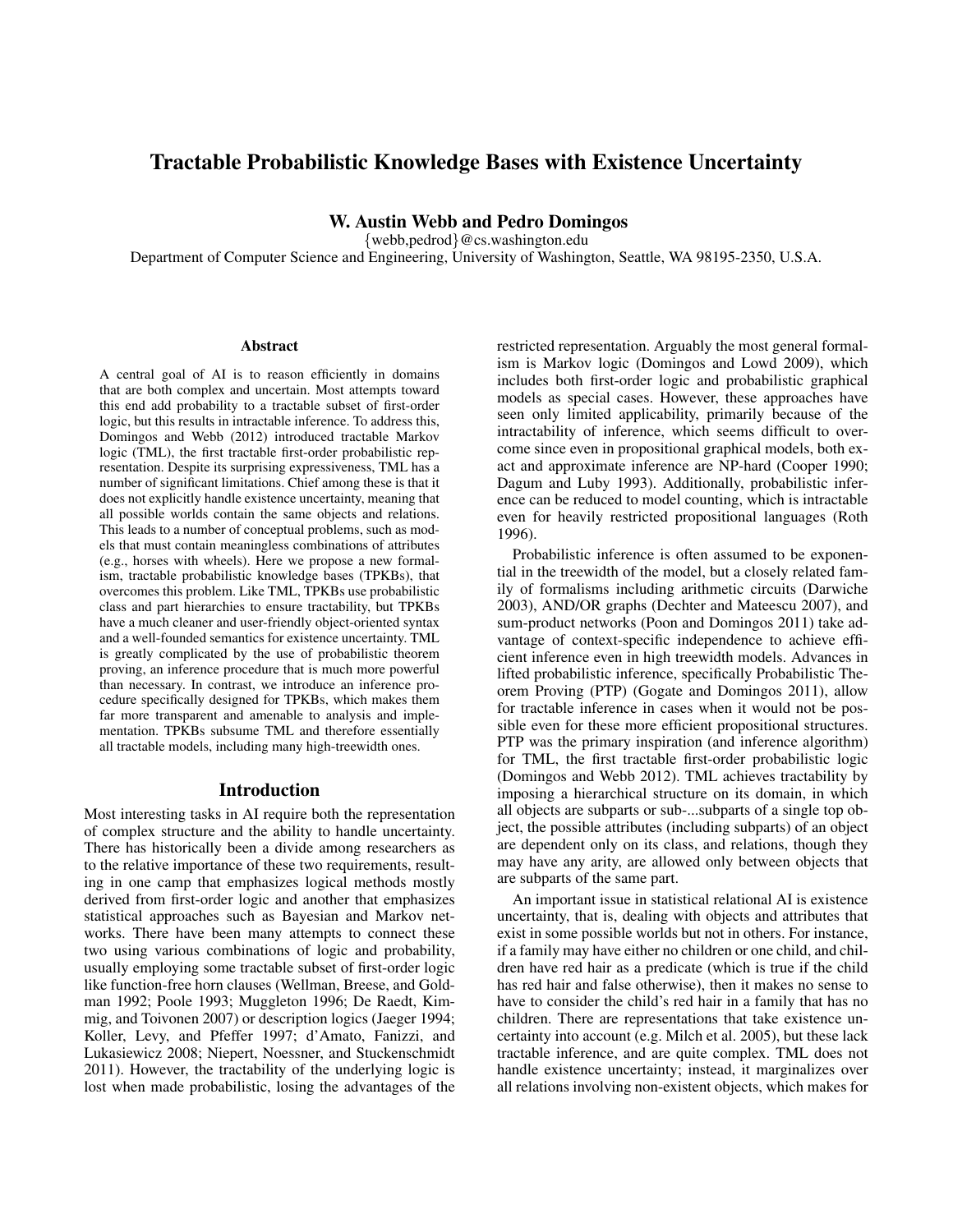# Tractable Probabilistic Knowledge Bases with Existence Uncertainty

**W. Austin Webb and Pedro Domingos**

{webb,pedrod}@cs.washington.edu

Department of Computer Science and Engineering, University of Washington, Seattle, WA 98195-2350, U.S.A.

## Abstract

A central goal of AI is to reason efficiently in domains that are both complex and uncertain. Most attempts toward this end add probability to a tractable subset of first-order logic, but this results in intractable inference. To address this, Domingos and Webb (2012) introduced tractable Markov logic (TML), the first tractable first-order probabilistic representation. Despite its surprising expressiveness, TML has a number of significant limitations. Chief among these is that it does not explicitly handle existence uncertainty, meaning that all possible worlds contain the same objects and relations. This leads to a number of conceptual problems, such as models that must contain meaningless combinations of attributes (e.g., horses with wheels). Here we propose a new formalism, tractable probabilistic knowledge bases (TPKBs), that overcomes this problem. Like TML, TPKBs use probabilistic class and part hierarchies to ensure tractability, but TPKBs have a much cleaner and user-friendly object-oriented syntax and a well-founded semantics for existence uncertainty. TML is greatly complicated by the use of probabilistic theorem proving, an inference procedure that is much more powerful than necessary. In contrast, we introduce an inference procedure specifically designed for TPKBs, which makes them far more transparent and amenable to analysis and implementation. TPKBs subsume TML and therefore essentially all tractable models, including many high-treewidth ones.

## Introduction

Most interesting tasks in AI require both the representation of complex structure and the ability to handle uncertainty. There has historically been a divide among researchers as to the relative importance of these two requirements, resulting in one camp that emphasizes logical methods mostly derived from first-order logic and another that emphasizes statistical approaches such as Bayesian and Markov networks. There have been many attempts to connect these two using various combinations of logic and probability, usually employing some tractable subset of first-order logic like function-free horn clauses (Wellman, Breese, and Goldman 1992; Poole 1993; Muggleton 1996; De Raedt, Kimmig, and Toivonen 2007) or description logics (Jaeger 1994; Koller, Levy, and Pfeffer 1997; d'Amato, Fanizzi, and Lukasiewicz 2008; Niepert, Noessner, and Stuckenschmidt 2011). However, the tractability of the underlying logic is lost when made probabilistic, losing the advantages of the restricted representation. Arguably the most general formalism is Markov logic (Domingos and Lowd 2009), which includes both first-order logic and probabilistic graphical models as special cases. However, these approaches have seen only limited applicability, primarily because of the intractability of inference, which seems difficult to overcome since even in propositional graphical models, both exact and approximate inference are NP-hard (Cooper 1990; Dagum and Luby 1993). Additionally, probabilistic inference can be reduced to model counting, which is intractable even for heavily restricted propositional languages (Roth 1996).

Probabilistic inference is often assumed to be exponential in the treewidth of the model, but a closely related family of formalisms including arithmetic circuits (Darwiche 2003), AND/OR graphs (Dechter and Mateescu 2007), and sum-product networks (Poon and Domingos 2011) take advantage of context-specific independence to achieve efficient inference even in high treewidth models. Advances in lifted probabilistic inference, specifically Probabilistic Theorem Proving (PTP) (Gogate and Domingos 2011), allow for tractable inference in cases when it would not be possible even for these more efficient propositional structures. PTP was the primary inspiration (and inference algorithm) for TML, the first tractable first-order probabilistic logic (Domingos and Webb 2012). TML achieves tractability by imposing a hierarchical structure on its domain, in which all objects are subparts or sub-...subparts of a single top object, the possible attributes (including subparts) of an object are dependent only on its class, and relations, though they may have any arity, are allowed only between objects that are subparts of the same part.

An important issue in statistical relational AI is existence uncertainty, that is, dealing with objects and attributes that exist in some possible worlds but not in others. For instance, if a family may have either no children or one child, and children have red hair as a predicate (which is true if the child has red hair and false otherwise), then it makes no sense to have to consider the child's red hair in a family that has no children. There are representations that take existence uncertainty into account (e.g. Milch et al. 2005), but these lack tractable inference, and are quite complex. TML does not handle existence uncertainty; instead, it marginalizes over all relations involving non-existent objects, which makes for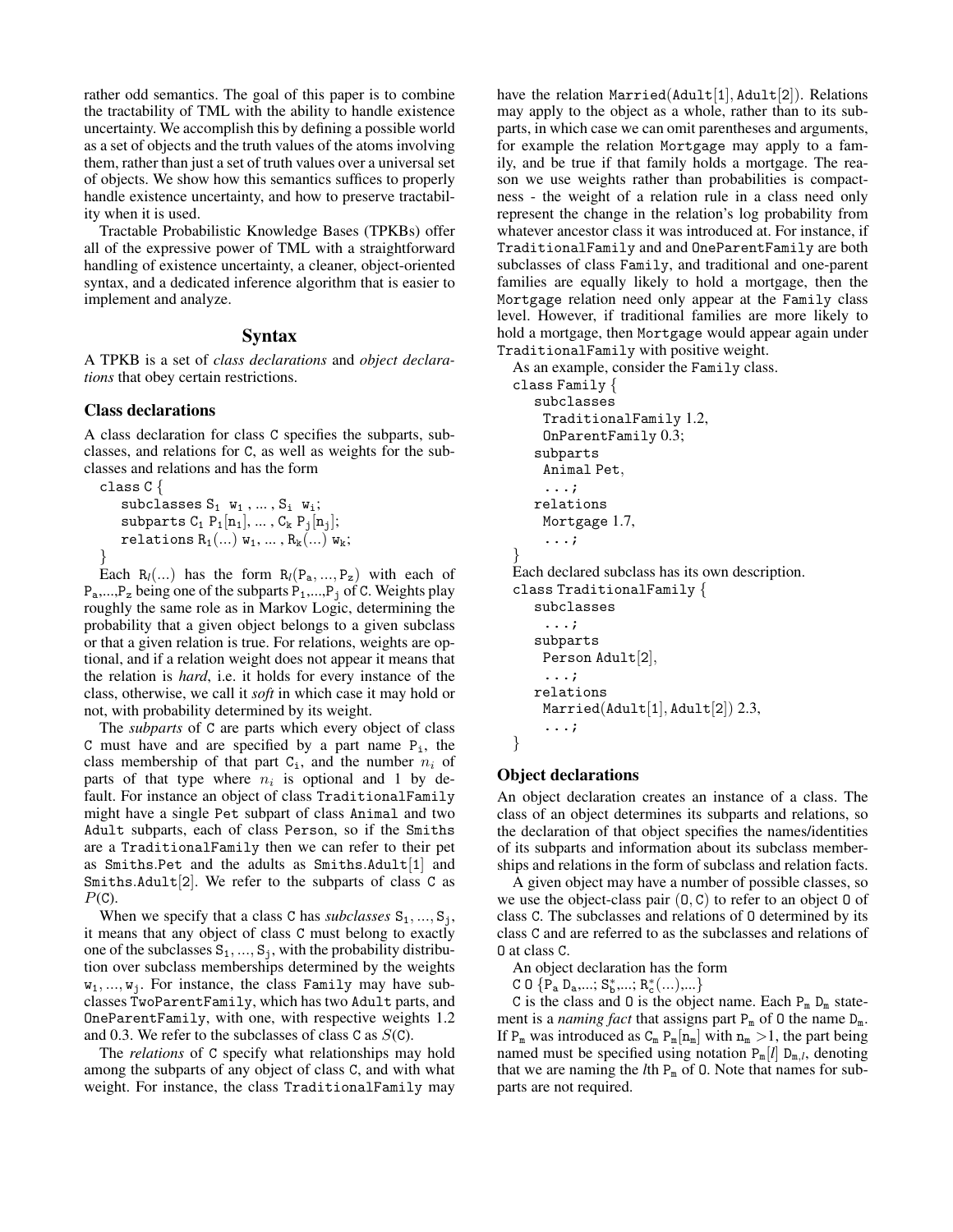rather odd semantics. The goal of this paper is to combine the tractability of TML with the ability to handle existence uncertainty. We accomplish this by defining a possible world as a set of objects and the truth values of the atoms involving them, rather than just a set of truth values over a universal set of objects. We show how this semantics suffices to properly handle existence uncertainty, and how to preserve tractability when it is used.

Tractable Probabilistic Knowledge Bases (TPKBs) offer all of the expressive power of TML with a straightforward handling of existence uncertainty, a cleaner, object-oriented syntax, and a dedicated inference algorithm that is easier to implement and analyze.

## Syntax

A TPKB is a set of *class declarations* and *object declarations* that obey certain restrictions.

### Class declarations

A class declaration for class C specifies the subparts, subclasses, and relations for C, as well as weights for the subclasses and relations and has the form

```
class C {
    subclasses S_1 w_1, ..., S_i w_i;
    subparts C_1 P_1[n_1], ..., C_k P_j[n_j];
    relations R_1(...) w_1, ..., R_k(...) w_k;
}
```

Each $R_l(...)$ has the form $R_l(P_a, ..., P_z)$ with each of $P_a$,...,$P_z$ being one of the subparts $P_1$,...,$P_j$ of C. Weights play roughly the same role as in Markov Logic, determining the probability that a given object belongs to a given subclass or that a given relation is true. For relations, weights are optional, and if a relation weight does not appear it means that the relation is *hard*, i.e. it holds for every instance of the class, otherwise, we call it *soft* in which case it may hold or not, with probability determined by its weight.

The *subparts* of C are parts which every object of class C must have and are specified by a part name $P_i$, the class membership of that part $C_i$, and the number $n_i$ of parts of that type where $n_i$ is optional and 1 by default. For instance an object of class TraditionalFamily might have a single Pet subpart of class Animal and two Adult subparts, each of class Person, so if the Smiths are a TraditionalFamily then we can refer to their pet as Smiths.Pet and the adults as Smiths.Adult[1] and Smiths.Adult[2]. We refer to the subparts of class C as $P(\text{C})$.

When we specify that a class C has *subclasses* $S_1, ..., S_j$, it means that any object of class C must belong to exactly one of the subclasses $S_1, ..., S_j$, with the probability distribution over subclass memberships determined by the weights $w_1, ..., w_j$. For instance, the class Family may have subclasses TwoParentFamily, which has two Adult parts, and OneParentFamily, with one, with respective weights 1.2 and 0.3. We refer to the subclasses of class C as $S(\text{C})$.

The *relations* of C specify what relationships may hold among the subparts of any object of class C, and with what weight. For instance, the class TraditionalFamily may have the relation Married(Adult[1], Adult[2]). Relations may apply to the object as a whole, rather than to its subparts, in which case we can omit parentheses and arguments, for example the relation Mortgage may apply to a family, and be true if that family holds a mortgage. The reason we use weights rather than probabilities is compactness - the weight of a relation rule in a class need only represent the change in the relation's log probability from whatever ancestor class it was introduced at. For instance, if TraditionalFamily and and OneParentFamily are both subclasses of class Family, and traditional and one-parent families are equally likely to hold a mortgage, then the Mortgage relation need only appear at the Family class level. However, if traditional families are more likely to hold a mortgage, then Mortgage would appear again under TraditionalFamily with positive weight.

As an example, consider the Family class.

```
class Family {
    subclasses
      TraditionalFamily 1.2,
      OnParentFamily 0.3;
    subparts
      Animal Pet,
      ...;
    relations
      Mortgage 1.7,
      ...;
}
```

Each declared subclass has its own description.

```
class TraditionalFamily {
    subclasses
      ...;
    subparts
      Person Adult[2],
      ...;
    relations
      Married(Adult[1], Adult[2]) 2.3,
      ...;
}
```

### Object declarations

An object declaration creates an instance of a class. The class of an object determines its subparts and relations, so the declaration of that object specifies the names/identities of its subparts and information about its subclass memberships and relations in the form of subclass and relation facts.

A given object may have a number of possible classes, so we use the object-class pair (O, C) to refer to an object O of class C. The subclasses and relations of O determined by its class C and are referred to as the subclasses and relations of O at class C.

An object declaration has the form

C O $\{P_a\ D_a,...;\ S_b^*,...;\ R_c^*(...),...\}$

C is the class and O is the object name. Each $P_m$ $D_m$ statement is a *naming fact* that assigns part $P_m$ of O the name $D_m$. If $P_m$ was introduced as $C_m$ $P_m[n_m]$ with $n_m > 1$, the part being named must be specified using notation $P_m[l]$ $D_{m,l}$, denoting that we are naming the $l$th $P_m$ of O. Note that names for subparts are not required.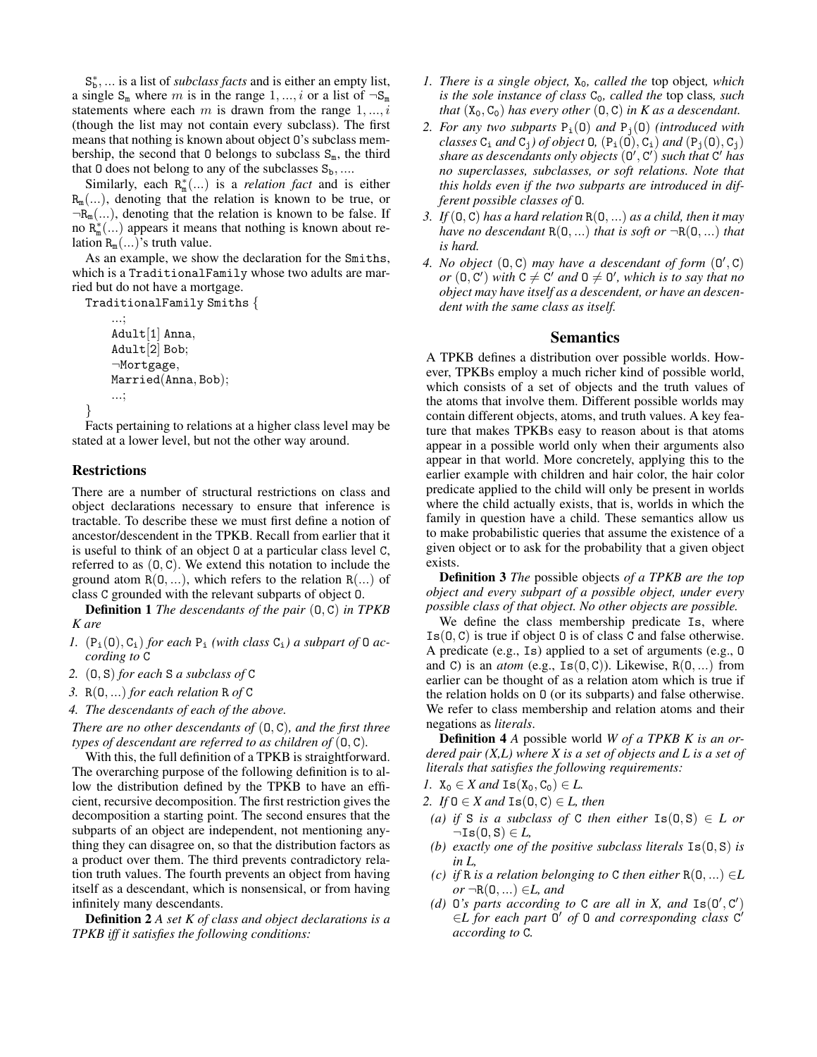$S^*_b, \ldots$ is a list of *subclass facts* and is either an empty list, a single $S_m$ where $m$ is in the range $1, \ldots, i$ or a list of $\neg S_m$ statements where each $m$ is drawn from the range $1, \ldots, i$ (though the list may not contain every subclass). The first means that nothing is known about object O's subclass membership, the second that O belongs to subclass $S_m$, the third that O does not belong to any of the subclasses $S_b, \ldots$.

Similarly, each $R^*_m(\ldots)$ is a *relation fact* and is either $R_m(\ldots)$, denoting that the relation is known to be true, or $\neg R_m(\ldots)$, denoting that the relation is known to be false. If no $R^*_m(\ldots)$ appears it means that nothing is known about relation $R_m(\ldots)$'s truth value.

As an example, we show the declaration for the Smiths, which is a TraditionalFamily whose two adults are married but do not have a mortgage.

```
TraditionalFamily Smiths {
    ...;
    Adult[1] Anna,
    Adult[2] Bob;
    ¬Mortgage,
    Married(Anna, Bob);
    ...;
}
```

Facts pertaining to relations at a higher class level may be stated at a lower level, but not the other way around.

### Restrictions

There are a number of structural restrictions on class and object declarations necessary to ensure that inference is tractable. To describe these we must first define a notion of ancestor/descendent in the TPKB. Recall from earlier that it is useful to think of an object O at a particular class level C, referred to as (O, C). We extend this notation to include the ground atom $R(O, \ldots)$, which refers to the relation $R(\ldots)$ of class C grounded with the relevant subparts of object O.

**Definition 1** *The descendants of the pair* (O, C) *in TPKB K are*

1. $(P_i(O), C_i)$ *for each* $P_i$ *(with class* $C_i$*) a subpart of* O *according to* C
2. (O, S) *for each* S *a subclass of* C
3. $R(O, \ldots)$ *for each relation* R *of* C
4. *The descendants of each of the above.*

*There are no other descendants of* (O, C)*, and the first three types of descendant are referred to as children of* (O, C)*.*

With this, the full definition of a TPKB is straightforward. The overarching purpose of the following definition is to allow the distribution defined by the TPKB to have an efficient, recursive decomposition. The first restriction gives the decomposition a starting point. The second ensures that the subparts of an object are independent, not mentioning anything they can disagree on, so that the distribution factors as a product over them. The third prevents contradictory relation truth values. The fourth prevents an object from having itself as a descendant, which is nonsensical, or from having infinitely many descendants.

**Definition 2** *A set K of class and object declarations is a TPKB iff it satisfies the following conditions:*

1. *There is a single object,* $X_0$*, called the* top object*, which is the sole instance of class* $C_0$*, called the* top class*, such that* $(X_0, C_0)$ *has every other* (O, C) *in K as a descendant.*
2. *For any two subparts* $P_i(O)$ *and* $P_j(O)$ *(introduced with classes* $C_i$ *and* $C_j$*) of object* O*,* $(P_i(O), C_i)$ *and* $(P_j(O), C_j)$ *share as descendants only objects* $(O', C')$ *such that* $C'$ *has no superclasses, subclasses, or soft relations. Note that this holds even if the two subparts are introduced in different possible classes of* O*.*
3. *If* (O, C) *has a hard relation* $R(O, \ldots)$ *as a child, then it may have no descendant* $R(O, \ldots)$ *that is soft or* $\neg R(O, \ldots)$ *that is hard.*
4. *No object* (O, C) *may have a descendant of form* $(O', C)$ *or* $(O, C')$ *with* $C \neq C'$ *and* $O \neq O'$*, which is to say that no object may have itself as a descendent, or have an descendent with the same class as itself.*

## Semantics

A TPKB defines a distribution over possible worlds. However, TPKBs employ a much richer kind of possible world, which consists of a set of objects and the truth values of the atoms that involve them. Different possible worlds may contain different objects, atoms, and truth values. A key feature that makes TPKBs easy to reason about is that atoms appear in a possible world only when their arguments also appear in that world. More concretely, applying this to the earlier example with children and hair color, the hair color predicate applied to the child will only be present in worlds where the child actually exists, that is, worlds in which the family in question have a child. These semantics allow us to make probabilistic queries that assume the existence of a given object or to ask for the probability that a given object exists.

**Definition 3** *The* possible objects *of a TPKB are the top object and every subpart of a possible object, under every possible class of that object. No other objects are possible.*

We define the class membership predicate Is, where Is(O, C) is true if object O is of class C and false otherwise. A predicate (e.g., Is) applied to a set of arguments (e.g., O and C) is an *atom* (e.g., Is(O, C)). Likewise, $R(O, \ldots)$ from earlier can be thought of as a relation atom which is true if the relation holds on O (or its subparts) and false otherwise. We refer to class membership and relation atoms and their negations as *literals*.

**Definition 4** *A possible world W of a TPKB K is an ordered pair (X,L) where X is a set of objects and L is a set of literals that satisfies the following requirements:*

1. $X_0 \in X$ *and* $\text{Is}(X_0, C_0) \in L$*.*
2. *If* $O \in X$ *and* $\text{Is}(O, C) \in L$*, then*
   - (a) *if* S *is a subclass of* C *then either* $\text{Is}(O, S) \in L$ *or* $\neg\text{Is}(O, S) \in L$*,*
   - (b) *exactly one of the positive subclass literals* Is(O, S) *is in L,*
   - (c) *if* R *is a relation belonging to* C *then either* $R(O, \ldots) \in L$ *or* $\neg R(O, \ldots) \in L$*, and*
   - (d) O*'s parts according to* C *are all in X, and* $\text{Is}(O', C') \in L$ *for each part* $O'$ *of* O *and corresponding class* $C'$ *according to* C*.*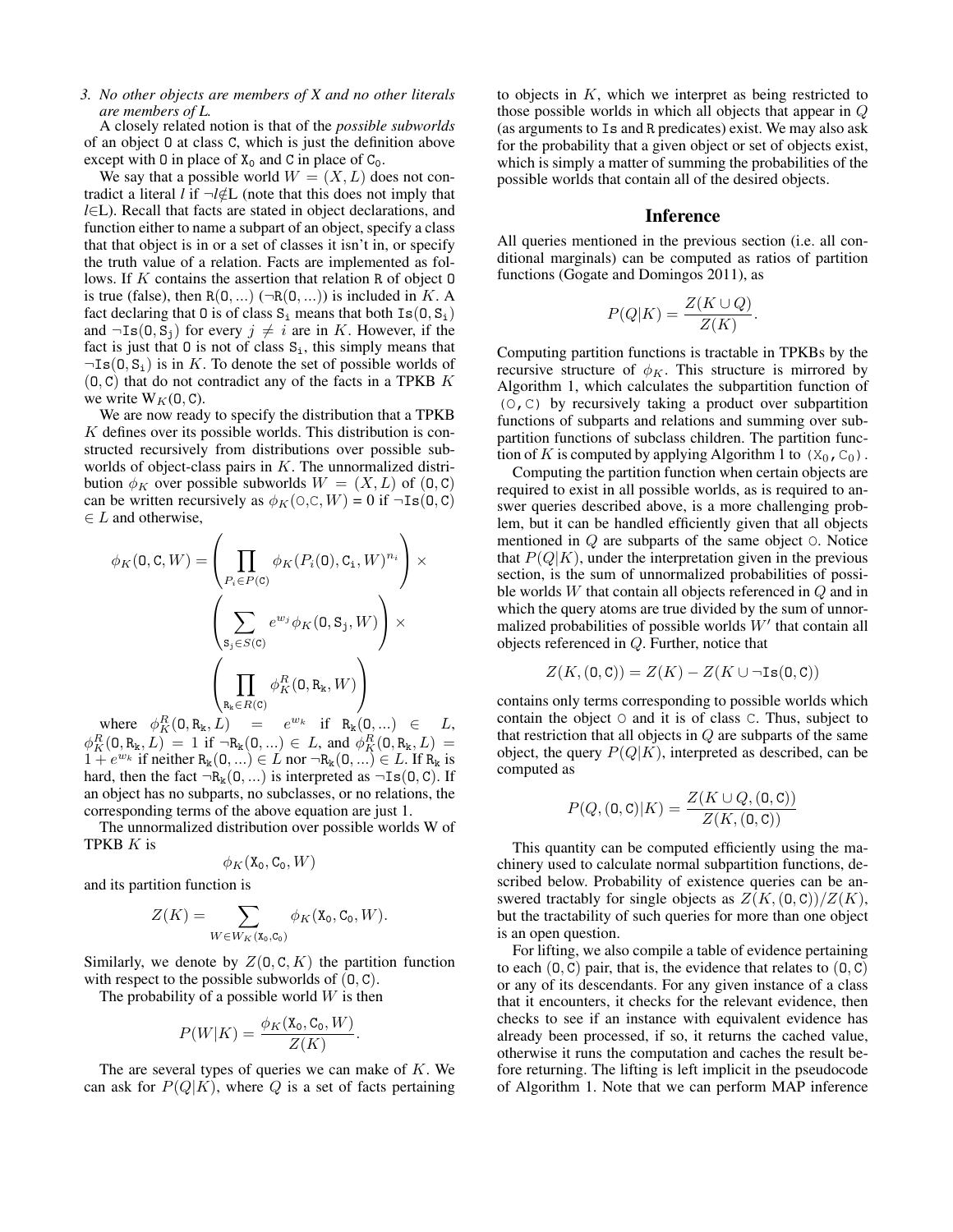3. *No other objects are members of X and no other literals are members of L.*

A closely related notion is that of the *possible subworlds* of an object O at class C, which is just the definition above except with O in place of $X_0$ and C in place of $C_0$.

We say that a possible world $W = (X, L)$ does not contradict a literal $l$ if $\neg l \notin L$ (note that this does not imply that $l \in L$). Recall that facts are stated in object declarations, and function either to name a subpart of an object, specify a class that that object is in or a set of classes it isn't in, or specify the truth value of a relation. Facts are implemented as follows. If $K$ contains the assertion that relation R of object O is true (false), then $\mathtt{R}(\mathtt{O}, ...)$ ($\neg\mathtt{R}(\mathtt{O}, ...)$) is included in $K$. A fact declaring that O is of class $\mathtt{S_i}$ means that both $\mathtt{Is}(\mathtt{O}, \mathtt{S_i})$ and $\neg\mathtt{Is}(\mathtt{O}, \mathtt{S_j})$ for every $j \neq i$ are in $K$. However, if the fact is just that O is not of class $\mathtt{S_i}$, this simply means that $\neg\mathtt{Is}(\mathtt{O}, \mathtt{S_i})$ is in $K$. To denote the set of possible worlds of $(\mathtt{O}, \mathtt{C})$ that do not contradict any of the facts in a TPKB $K$ we write $\mathrm{W}_K(\mathtt{O}, \mathtt{C})$.

We are now ready to specify the distribution that a TPKB $K$ defines over its possible worlds. This distribution is constructed recursively from distributions over possible subworlds of object-class pairs in $K$. The unnormalized distribution $\phi_K$ over possible subworlds $W = (X, L)$ of $(\mathtt{O}, \mathtt{C})$ can be written recursively as $\phi_K(\mathtt{O}, \mathtt{C}, W) = 0$ if $\neg\mathtt{Is}(\mathtt{O}, \mathtt{C}) \in L$ and otherwise,

$$\phi_K(\mathtt{O}, \mathtt{C}, W) = \left( \prod_{P_i \in P(\mathtt{C})} \phi_K(P_i(\mathtt{O}), \mathtt{C_i}, W)^{n_i} \right) \times \left( \sum_{\mathtt{S_j} \in S(\mathtt{C})} e^{w_j} \phi_K(\mathtt{O}, \mathtt{S_j}, W) \right) \times \left( \prod_{\mathtt{R_k} \in R(\mathtt{C})} \phi_K^R(\mathtt{O}, \mathtt{R_k}, W) \right)$$

where $\phi_K^R(\mathtt{O}, \mathtt{R_k}, L) = e^{w_k}$ if $\mathtt{R_k}(\mathtt{O}, ...) \in L$, $\phi_K^R(\mathtt{O}, \mathtt{R_k}, L) = 1$ if $\neg\mathtt{R_k}(\mathtt{O}, ...) \in L$, and $\phi_K^R(\mathtt{O}, \mathtt{R_k}, L) = 1 + e^{w_k}$ if neither $\mathtt{R_k}(\mathtt{O}, ...) \in L$ nor $\neg\mathtt{R_k}(\mathtt{O}, ...) \in L$. If $\mathtt{R_k}$ is hard, then the fact $\neg\mathtt{R_k}(\mathtt{O}, ...)$ is interpreted as $\neg\mathtt{Is}(\mathtt{O}, \mathtt{C})$. If an object has no subparts, no subclasses, or no relations, the corresponding terms of the above equation are just 1.

The unnormalized distribution over possible worlds W of TPKB $K$ is

$$\phi_K(\mathtt{X_0}, \mathtt{C_0}, W)$$

and its partition function is

$$Z(K) = \sum_{W \in W_K(\mathtt{X_0}, \mathtt{C_0})} \phi_K(\mathtt{X_0}, \mathtt{C_0}, W).$$

Similarly, we denote by $Z(\mathtt{O}, \mathtt{C}, K)$ the partition function with respect to the possible subworlds of $(\mathtt{O}, \mathtt{C})$.

The probability of a possible world $W$ is then

$$P(W|K) = \frac{\phi_K(\mathtt{X_0}, \mathtt{C_0}, W)}{Z(K)}.$$

The are several types of queries we can make of $K$. We can ask for $P(Q|K)$, where $Q$ is a set of facts pertaining to objects in $K$, which we interpret as being restricted to those possible worlds in which all objects that appear in $Q$ (as arguments to Is and R predicates) exist. We may also ask for the probability that a given object or set of objects exist, which is simply a matter of summing the probabilities of the possible worlds that contain all of the desired objects.

## Inference

All queries mentioned in the previous section (i.e. all conditional marginals) can be computed as ratios of partition functions (Gogate and Domingos 2011), as

$$P(Q|K) = \frac{Z(K \cup Q)}{Z(K)}.$$

Computing partition functions is tractable in TPKBs by the recursive structure of $\phi_K$. This structure is mirrored by Algorithm 1, which calculates the subpartition function of (O,C) by recursively taking a product over subpartition functions of subparts and relations and summing over subpartition functions of subclass children. The partition function of $K$ is computed by applying Algorithm 1 to $(\mathtt{X_0}, \mathtt{C_0})$.

Computing the partition function when certain objects are required to exist in all possible worlds, as is required to answer queries described above, is a more challenging problem, but it can be handled efficiently given that all objects mentioned in $Q$ are subparts of the same object O. Notice that $P(Q|K)$, under the interpretation given in the previous section, is the sum of unnormalized probabilities of possible worlds $W$ that contain all objects referenced in $Q$ and in which the query atoms are true divided by the sum of unnormalized probabilities of possible worlds $W'$ that contain all objects referenced in $Q$. Further, notice that

$$Z(K, (\mathtt{O}, \mathtt{C})) = Z(K) - Z(K \cup \neg\mathtt{Is}(\mathtt{O}, \mathtt{C}))$$

contains only terms corresponding to possible worlds which contain the object O and it is of class C. Thus, subject to that restriction that all objects in $Q$ are subparts of the same object, the query $P(Q|K)$, interpreted as described, can be computed as

$$P(Q, (\mathtt{O}, \mathtt{C})|K) = \frac{Z(K \cup Q, (\mathtt{O}, \mathtt{C}))}{Z(K, (\mathtt{O}, \mathtt{C}))}$$

This quantity can be computed efficiently using the machinery used to calculate normal subpartition functions, described below. Probability of existence queries can be answered tractably for single objects as $Z(K, (\mathtt{O}, \mathtt{C}))/Z(K)$, but the tractability of such queries for more than one object is an open question.

For lifting, we also compile a table of evidence pertaining to each $(\mathtt{O}, \mathtt{C})$ pair, that is, the evidence that relates to $(\mathtt{O}, \mathtt{C})$ or any of its descendants. For any given instance of a class that it encounters, it checks for the relevant evidence, then checks to see if an instance with equivalent evidence has already been processed, if so, it returns the cached value, otherwise it runs the computation and caches the result before returning. The lifting is left implicit in the pseudocode of Algorithm 1. Note that we can perform MAP inference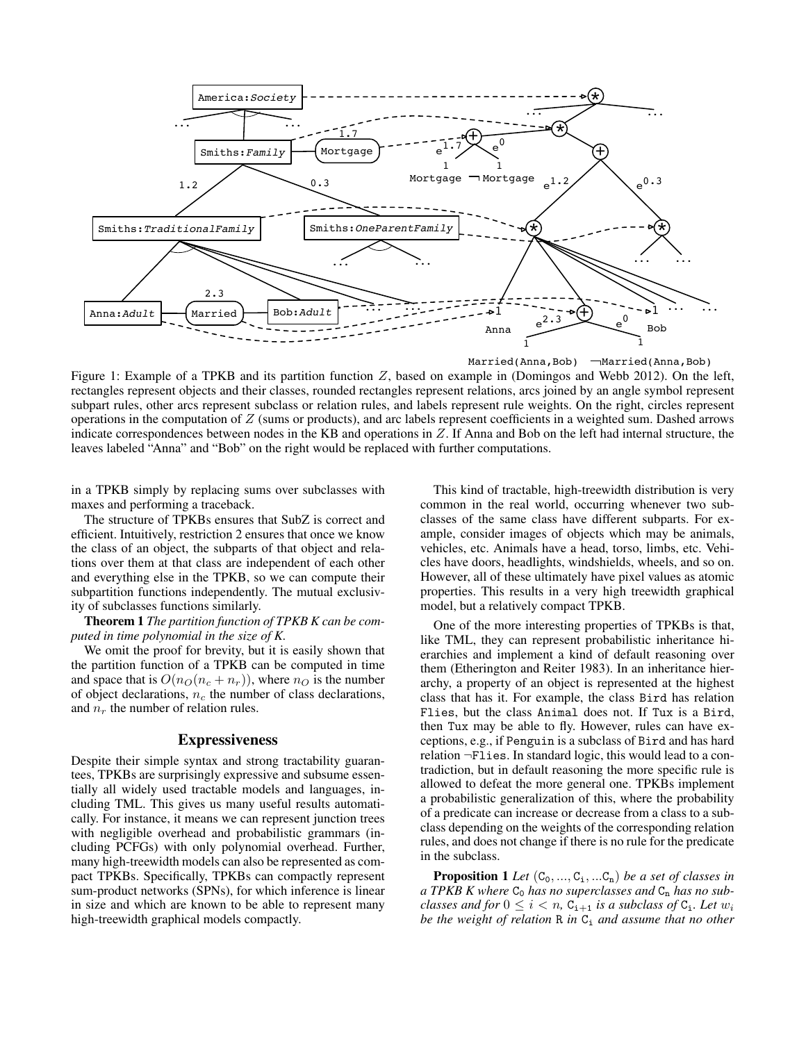Figure 1: Example of a TPKB and its partition function $Z$, based on example in (Domingos and Webb 2012). On the left, rectangles represent objects and their classes, rounded rectangles represent relations, arcs joined by an angle symbol represent subpart rules, other arcs represent subclass or relation rules, and labels represent rule weights. On the right, circles represent operations in the computation of $Z$ (sums or products), and arc labels represent coefficients in a weighted sum. Dashed arrows indicate correspondences between nodes in the KB and operations in $Z$. If Anna and Bob on the left had internal structure, the leaves labeled "Anna" and "Bob" on the right would be replaced with further computations.

in a TPKB simply by replacing sums over subclasses with maxes and performing a traceback.

The structure of TPKBs ensures that SubZ is correct and efficient. Intuitively, restriction 2 ensures that once we know the class of an object, the subparts of that object and relations over them at that class are independent of each other and everything else in the TPKB, so we can compute their subpartition functions independently. The mutual exclusivity of subclasses functions similarly.

**Theorem 1** *The partition function of TPKB K can be computed in time polynomial in the size of K.*

We omit the proof for brevity, but it is easily shown that the partition function of a TPKB can be computed in time and space that is $O(n_O(n_c + n_r))$, where $n_O$ is the number of object declarations, $n_c$ the number of class declarations, and $n_r$ the number of relation rules.

## Expressiveness

Despite their simple syntax and strong tractability guarantees, TPKBs are surprisingly expressive and subsume essentially all widely used tractable models and languages, including TML. This gives us many useful results automatically. For instance, it means we can represent junction trees with negligible overhead and probabilistic grammars (including PCFGs) with only polynomial overhead. Further, many high-treewidth models can also be represented as compact TPKBs. Specifically, TPKBs can compactly represent sum-product networks (SPNs), for which inference is linear in size and which are known to be able to represent many high-treewidth graphical models compactly.

This kind of tractable, high-treewidth distribution is very common in the real world, occurring whenever two subclasses of the same class have different subparts. For example, consider images of objects which may be animals, vehicles, etc. Animals have a head, torso, limbs, etc. Vehicles have doors, headlights, windshields, wheels, and so on. However, all of these ultimately have pixel values as atomic properties. This results in a very high treewidth graphical model, but a relatively compact TPKB.

One of the more interesting properties of TPKBs is that, like TML, they can represent probabilistic inheritance hierarchies and implement a kind of default reasoning over them (Etherington and Reiter 1983). In an inheritance hierarchy, a property of an object is represented at the highest class that has it. For example, the class Bird has relation Flies, but the class Animal does not. If Tux is a Bird, then Tux may be able to fly. However, rules can have exceptions, e.g., if Penguin is a subclass of Bird and has hard relation ¬Flies. In standard logic, this would lead to a contradiction, but in default reasoning the more specific rule is allowed to defeat the more general one. TPKBs implement a probabilistic generalization of this, where the probability of a predicate can increase or decrease from a class to a subclass depending on the weights of the corresponding relation rules, and does not change if there is no rule for the predicate in the subclass.

**Proposition 1** *Let* $(\mathtt{C}_0, ..., \mathtt{C}_\mathtt{i}, ...\mathtt{C}_\mathtt{n})$ *be a set of classes in a TPKB K where* $\mathtt{C}_0$ *has no superclasses and* $\mathtt{C}_\mathtt{n}$ *has no subclasses and for* $0 \leq i < n$*,* $\mathtt{C}_{\mathtt{i+1}}$ *is a subclass of* $\mathtt{C}_\mathtt{i}$*. Let* $w_i$ *be the weight of relation* R *in* $\mathtt{C}_\mathtt{i}$ *and assume that no other*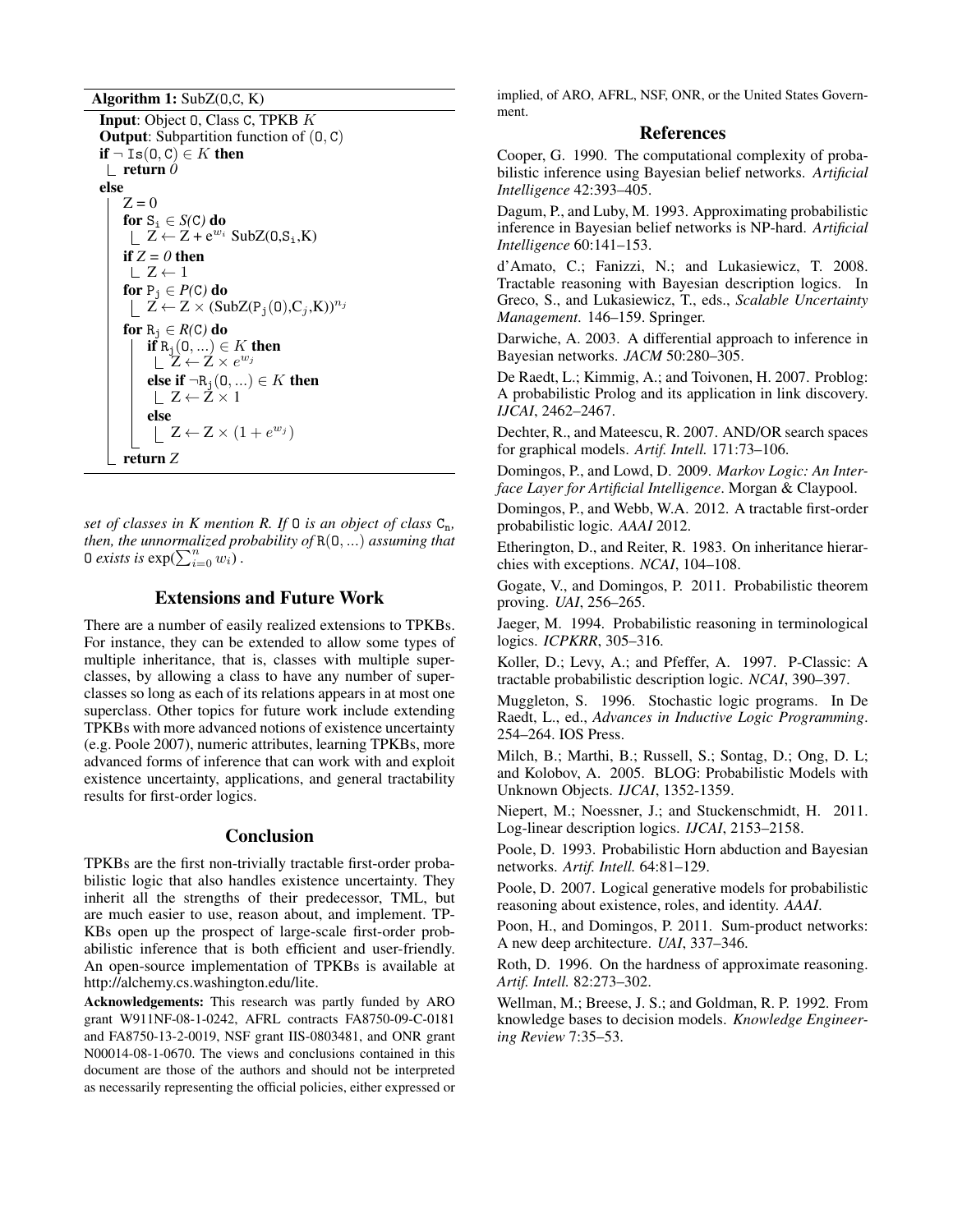**Algorithm 1:** SubZ(O,C, K)

```
Input: Object O, Class C, TPKB K
Output: Subpartition function of (O, C)
if ¬ Is(O, C) ∈ K then
    return 0
else
    Z = 0
    for S_i ∈ S(C) do
        Z ← Z + e^{w_i} SubZ(O,S_i,K)
    if Z = 0 then
        Z ← 1
    for P_j ∈ P(C) do
        Z ← Z × (SubZ(P_j(O),C_j,K))^{n_j}
    for R_j ∈ R(C) do
        if R_j(O, ...) ∈ K then
            Z ← Z × e^{w_j}
        else if ¬R_j(O, ...) ∈ K then
            Z ← Z × 1
        else
            Z ← Z × (1 + e^{w_j})
    return Z
```

*set of classes in K mention R. If* O *is an object of class* $C_n$*, then, the unnormalized probability of* R(O, ...) *assuming that* O *exists is* $\exp(\sum_{i=0}^{n} w_i)$ .

## Extensions and Future Work

There are a number of easily realized extensions to TPKBs. For instance, they can be extended to allow some types of multiple inheritance, that is, classes with multiple superclasses, by allowing a class to have any number of superclasses so long as each of its relations appears in at most one superclass. Other topics for future work include extending TPKBs with more advanced notions of existence uncertainty (e.g. Poole 2007), numeric attributes, learning TPKBs, more advanced forms of inference that can work with and exploit existence uncertainty, applications, and general tractability results for first-order logics.

## Conclusion

TPKBs are the first non-trivially tractable first-order probabilistic logic that also handles existence uncertainty. They inherit all the strengths of their predecessor, TML, but are much easier to use, reason about, and implement. TPKBs open up the prospect of large-scale first-order probabilistic inference that is both efficient and user-friendly. An open-source implementation of TPKBs is available at http://alchemy.cs.washington.edu/lite.

**Acknowledgements:** This research was partly funded by ARO grant W911NF-08-1-0242, AFRL contracts FA8750-09-C-0181 and FA8750-13-2-0019, NSF grant IIS-0803481, and ONR grant N00014-08-1-0670. The views and conclusions contained in this document are those of the authors and should not be interpreted as necessarily representing the official policies, either expressed or implied, of ARO, AFRL, NSF, ONR, or the United States Government.

## References

Cooper, G. 1990. The computational complexity of probabilistic inference using Bayesian belief networks. *Artificial Intelligence* 42:393–405.

Dagum, P., and Luby, M. 1993. Approximating probabilistic inference in Bayesian belief networks is NP-hard. *Artificial Intelligence* 60:141–153.

d'Amato, C.; Fanizzi, N.; and Lukasiewicz, T. 2008. Tractable reasoning with Bayesian description logics. In Greco, S., and Lukasiewicz, T., eds., *Scalable Uncertainty Management*. 146–159. Springer.

Darwiche, A. 2003. A differential approach to inference in Bayesian networks. *JACM* 50:280–305.

De Raedt, L.; Kimmig, A.; and Toivonen, H. 2007. Problog: A probabilistic Prolog and its application in link discovery. *IJCAI*, 2462–2467.

Dechter, R., and Mateescu, R. 2007. AND/OR search spaces for graphical models. *Artif. Intell.* 171:73–106.

Domingos, P., and Lowd, D. 2009. *Markov Logic: An Interface Layer for Artificial Intelligence*. Morgan & Claypool.

Domingos, P., and Webb, W.A. 2012. A tractable first-order probabilistic logic. *AAAI* 2012.

Etherington, D., and Reiter, R. 1983. On inheritance hierarchies with exceptions. *NCAI*, 104–108.

Gogate, V., and Domingos, P. 2011. Probabilistic theorem proving. *UAI*, 256–265.

Jaeger, M. 1994. Probabilistic reasoning in terminological logics. *ICPKRR*, 305–316.

Koller, D.; Levy, A.; and Pfeffer, A. 1997. P-Classic: A tractable probabilistic description logic. *NCAI*, 390–397.

Muggleton, S. 1996. Stochastic logic programs. In De Raedt, L., ed., *Advances in Inductive Logic Programming*. 254–264. IOS Press.

Milch, B.; Marthi, B.; Russell, S.; Sontag, D.; Ong, D. L; and Kolobov, A. 2005. BLOG: Probabilistic Models with Unknown Objects. *IJCAI*, 1352-1359.

Niepert, M.; Noessner, J.; and Stuckenschmidt, H. 2011. Log-linear description logics. *IJCAI*, 2153–2158.

Poole, D. 1993. Probabilistic Horn abduction and Bayesian networks. *Artif. Intell.* 64:81–129.

Poole, D. 2007. Logical generative models for probabilistic reasoning about existence, roles, and identity. *AAAI*.

Poon, H., and Domingos, P. 2011. Sum-product networks: A new deep architecture. *UAI*, 337–346.

Roth, D. 1996. On the hardness of approximate reasoning. *Artif. Intell.* 82:273–302.

Wellman, M.; Breese, J. S.; and Goldman, R. P. 1992. From knowledge bases to decision models. *Knowledge Engineering Review* 7:35–53.